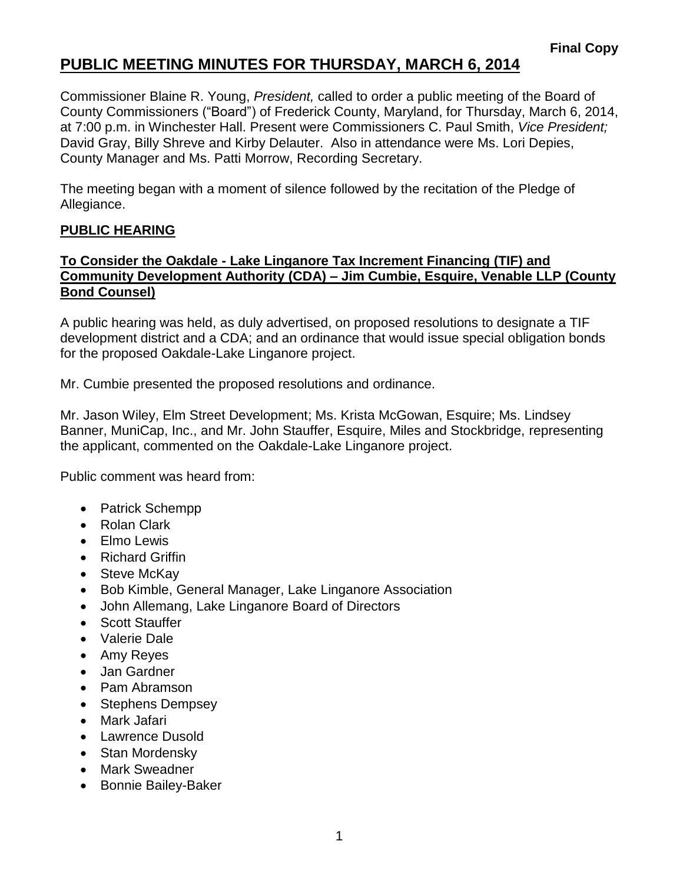**Final Copy**

# PUBLIC MEETING MINUTES FOR THURSDAY, MARCH 6, 2014

Commissioner Blaine R. Young, *President,* called to order a public meeting of the Board of County Commissioners ("Board") of Frederick County, Maryland, for Thursday, March 6, 2014, at 7:00 p.m. in Winchester Hall. Present were Commissioners C. Paul Smith, *Vice President;* David Gray, Billy Shreve and Kirby Delauter. Also in attendance were Ms. Lori Depies, County Manager and Ms. Patti Morrow, Recording Secretary.

The meeting began with a moment of silence followed by the recitation of the Pledge of Allegiance.

## PUBLIC HEARING

### To Consider the Oakdale - Lake Linganore Tax Increment Financing (TIF) and Community Development Authority (CDA) – Jim Cumbie, Esquire, Venable LLP (County Bond Counsel)

A public hearing was held, as duly advertised, on proposed resolutions to designate a TIF development district and a CDA; and an ordinance that would issue special obligation bonds for the proposed Oakdale-Lake Linganore project.

Mr. Cumbie presented the proposed resolutions and ordinance.

Mr. Jason Wiley, Elm Street Development; Ms. Krista McGowan, Esquire; Ms. Lindsey Banner, MuniCap, Inc., and Mr. John Stauffer, Esquire, Miles and Stockbridge, representing the applicant, commented on the Oakdale-Lake Linganore project.

Public comment was heard from:

- Patrick Schempp
- Rolan Clark
- Elmo Lewis
- Richard Griffin
- Steve McKay
- Bob Kimble, General Manager, Lake Linganore Association
- John Allemang, Lake Linganore Board of Directors
- Scott Stauffer
- Valerie Dale
- Amy Reyes
- Jan Gardner
- Pam Abramson
- Stephens Dempsey
- Mark Jafari
- Lawrence Dusold
- Stan Mordensky
- Mark Sweadner
- Bonnie Bailey-Baker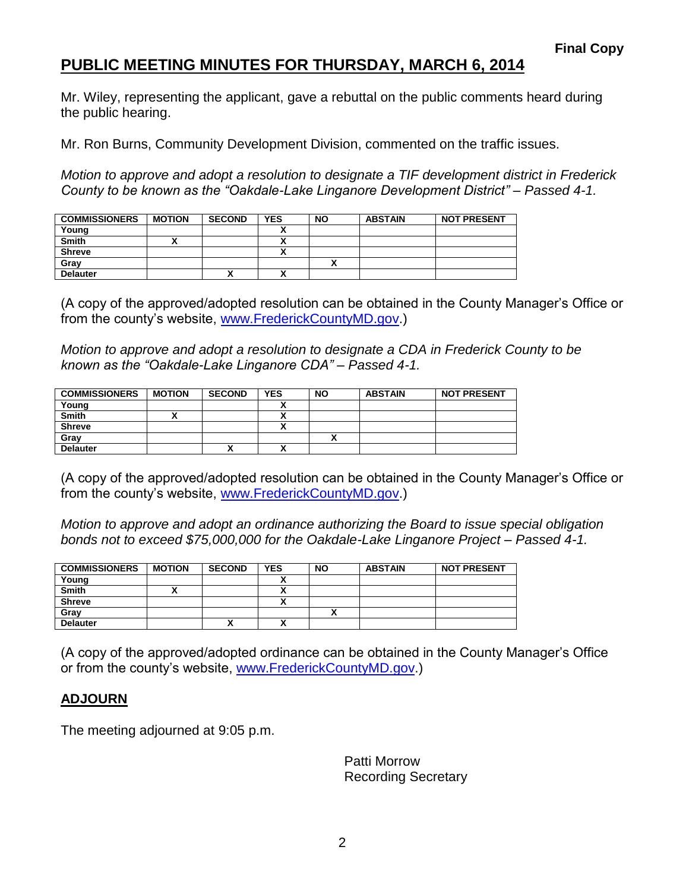**Final Copy**

# PUBLIC MEETING MINUTES FOR THURSDAY, MARCH 6, 2014

Mr. Wiley, representing the applicant, gave a rebuttal on the public comments heard during the public hearing.

Mr. Ron Burns, Community Development Division, commented on the traffic issues.

*Motion to approve and adopt a resolution to designate a TIF development district in Frederick County to be known as the "Oakdale-Lake Linganore Development District" – Passed 4-1.*

| COMMISSIONERS | MOTION | SECOND | YES | NO | ABSTAIN | NOT PRESENT |
|---|---|---|---|---|---|---|
| Young | | | X | | | |
| Smith | X | | X | | | |
| Shreve | | | X | | | |
| Gray | | | | X | | |
| Delauter | | X | X | | | |

(A copy of the approved/adopted resolution can be obtained in the County Manager's Office or from the county's website, www.FrederickCountyMD.gov.)

*Motion to approve and adopt a resolution to designate a CDA in Frederick County to be known as the "Oakdale-Lake Linganore CDA" – Passed 4-1.*

| COMMISSIONERS | MOTION | SECOND | YES | NO | ABSTAIN | NOT PRESENT |
|---|---|---|---|---|---|---|
| Young | | | X | | | |
| Smith | X | | X | | | |
| Shreve | | | X | | | |
| Gray | | | | X | | |
| Delauter | | X | X | | | |

(A copy of the approved/adopted resolution can be obtained in the County Manager's Office or from the county's website, www.FrederickCountyMD.gov.)

*Motion to approve and adopt an ordinance authorizing the Board to issue special obligation bonds not to exceed $75,000,000 for the Oakdale-Lake Linganore Project – Passed 4-1.*

| COMMISSIONERS | MOTION | SECOND | YES | NO | ABSTAIN | NOT PRESENT |
|---|---|---|---|---|---|---|
| Young | | | X | | | |
| Smith | X | | X | | | |
| Shreve | | | X | | | |
| Gray | | | | X | | |
| Delauter | | X | X | | | |

(A copy of the approved/adopted ordinance can be obtained in the County Manager's Office or from the county's website, www.FrederickCountyMD.gov.)

## ADJOURN

The meeting adjourned at 9:05 p.m.

Patti Morrow
Recording Secretary